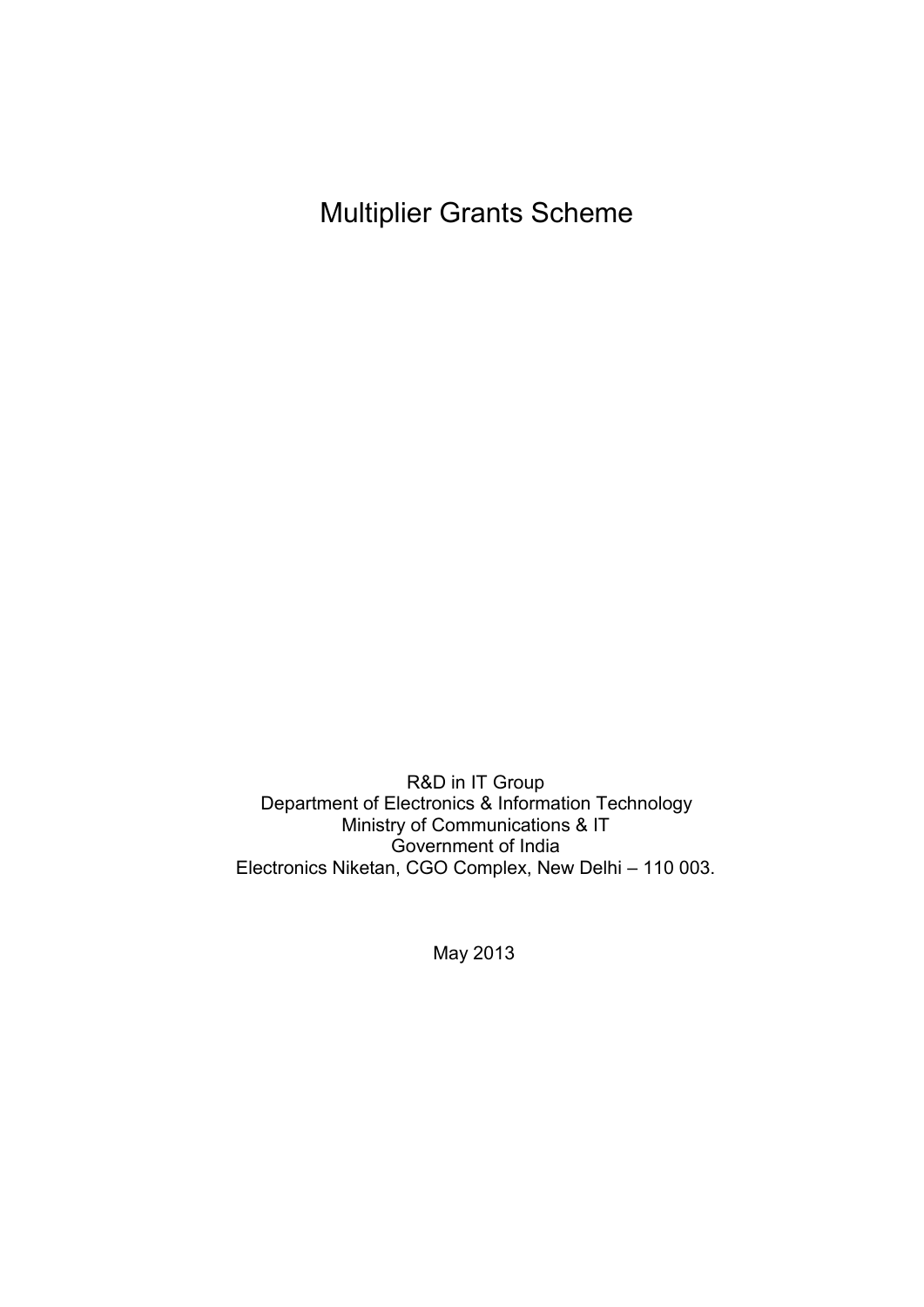# Multiplier Grants Scheme

R&D in IT Group
Department of Electronics & Information Technology
Ministry of Communications & IT
Government of India
Electronics Niketan, CGO Complex, New Delhi – 110 003.

May 2013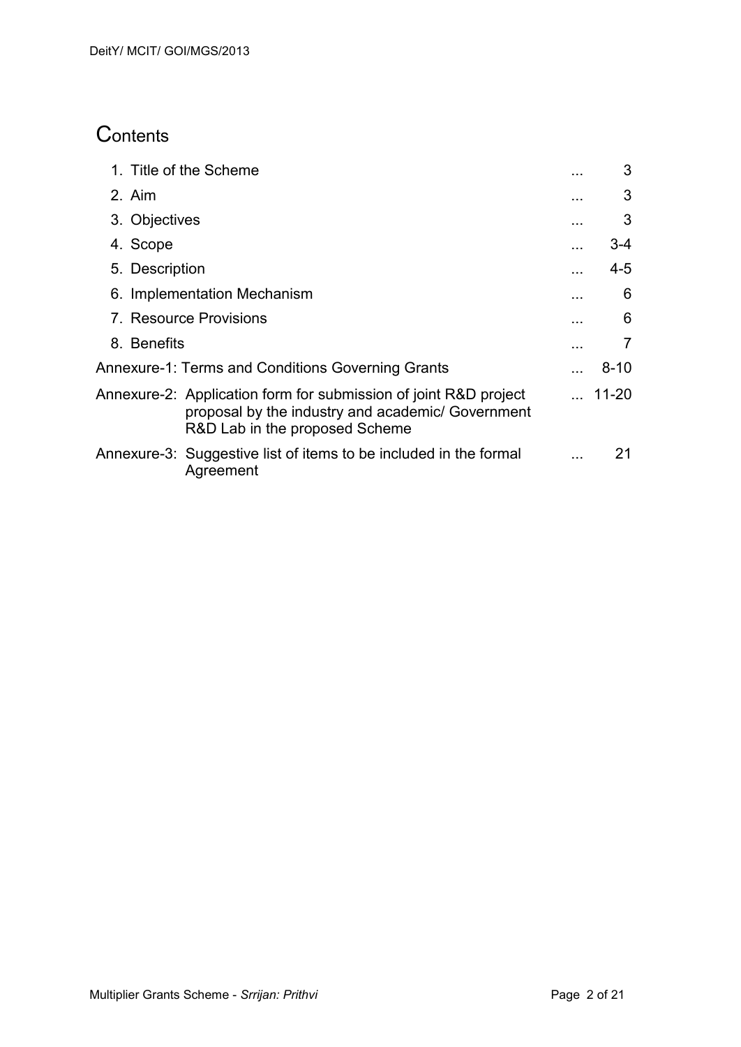# Contents

| | | |
|---|---|---|
| 1. Title of the Scheme | ... | 3 |
| 2. Aim | ... | 3 |
| 3. Objectives | ... | 3 |
| 4. Scope | ... | 3-4 |
| 5. Description | ... | 4-5 |
| 6. Implementation Mechanism | ... | 6 |
| 7. Resource Provisions | ... | 6 |
| 8. Benefits | ... | 7 |
| Annexure-1: Terms and Conditions Governing Grants | ... | 8-10 |
| Annexure-2: Application form for submission of joint R&D project proposal by the industry and academic/ Government R&D Lab in the proposed Scheme | ... | 11-20 |
| Annexure-3: Suggestive list of items to be included in the formal Agreement | ... | 21 |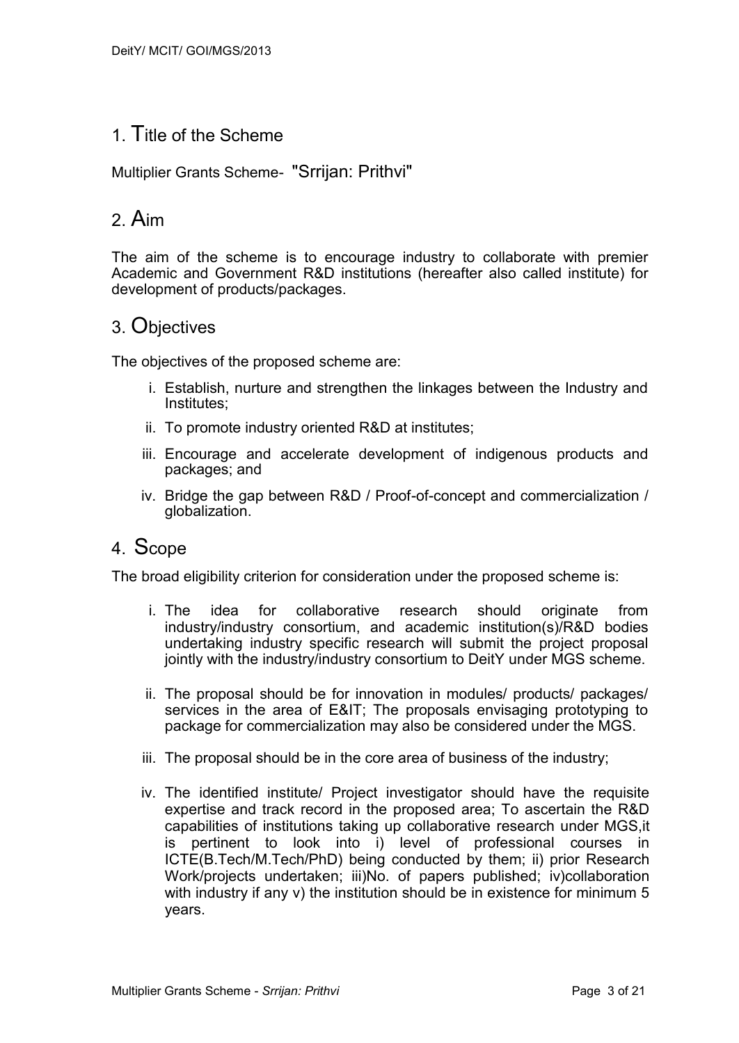## 1. Title of the Scheme

Multiplier Grants Scheme- "Srrijan: Prithvi"

## 2. Aim

The aim of the scheme is to encourage industry to collaborate with premier Academic and Government R&D institutions (hereafter also called institute) for development of products/packages.

## 3. Objectives

The objectives of the proposed scheme are:

i. Establish, nurture and strengthen the linkages between the Industry and Institutes;

ii. To promote industry oriented R&D at institutes;

iii. Encourage and accelerate development of indigenous products and packages; and

iv. Bridge the gap between R&D / Proof-of-concept and commercialization / globalization.

## 4. Scope

The broad eligibility criterion for consideration under the proposed scheme is:

i. The idea for collaborative research should originate from industry/industry consortium, and academic institution(s)/R&D bodies undertaking industry specific research will submit the project proposal jointly with the industry/industry consortium to DeitY under MGS scheme.

ii. The proposal should be for innovation in modules/ products/ packages/ services in the area of E&IT; The proposals envisaging prototyping to package for commercialization may also be considered under the MGS.

iii. The proposal should be in the core area of business of the industry;

iv. The identified institute/ Project investigator should have the requisite expertise and track record in the proposed area; To ascertain the R&D capabilities of institutions taking up collaborative research under MGS,it is pertinent to look into i) level of professional courses in ICTE(B.Tech/M.Tech/PhD) being conducted by them; ii) prior Research Work/projects undertaken; iii)No. of papers published; iv)collaboration with industry if any v) the institution should be in existence for minimum 5 years.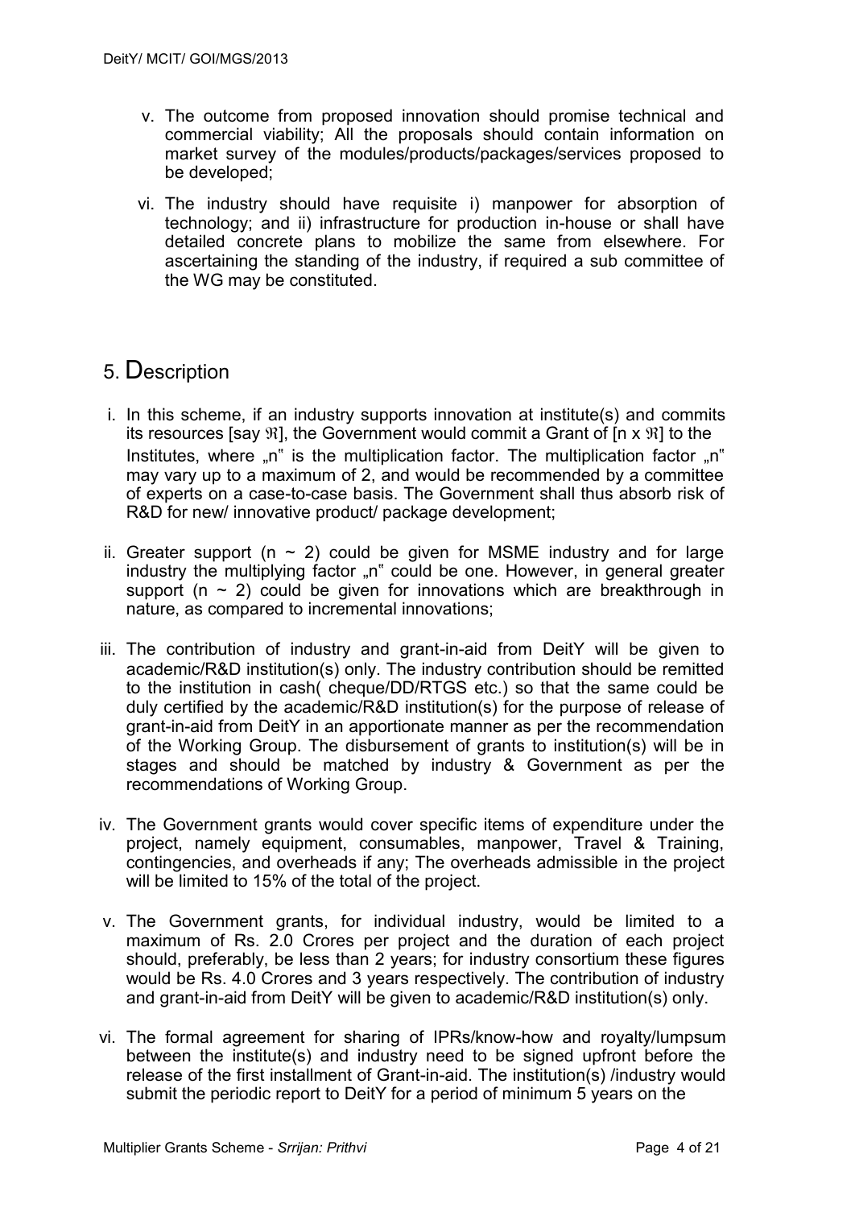v. The outcome from proposed innovation should promise technical and commercial viability; All the proposals should contain information on market survey of the modules/products/packages/services proposed to be developed;

vi. The industry should have requisite i) manpower for absorption of technology; and ii) infrastructure for production in-house or shall have detailed concrete plans to mobilize the same from elsewhere. For ascertaining the standing of the industry, if required a sub committee of the WG may be constituted.

## 5. Description

i. In this scheme, if an industry supports innovation at institute(s) and commits its resources [say $\Re$], the Government would commit a Grant of [n x $\Re$] to the Institutes, where „n" is the multiplication factor. The multiplication factor „n" may vary up to a maximum of 2, and would be recommended by a committee of experts on a case-to-case basis. The Government shall thus absorb risk of R&D for new/ innovative product/ package development;

ii. Greater support ($n \sim 2$) could be given for MSME industry and for large industry the multiplying factor „n" could be one. However, in general greater support ($n \sim 2$) could be given for innovations which are breakthrough in nature, as compared to incremental innovations;

iii. The contribution of industry and grant-in-aid from DeitY will be given to academic/R&D institution(s) only. The industry contribution should be remitted to the institution in cash( cheque/DD/RTGS etc.) so that the same could be duly certified by the academic/R&D institution(s) for the purpose of release of grant-in-aid from DeitY in an apportionate manner as per the recommendation of the Working Group. The disbursement of grants to institution(s) will be in stages and should be matched by industry & Government as per the recommendations of Working Group.

iv. The Government grants would cover specific items of expenditure under the project, namely equipment, consumables, manpower, Travel & Training, contingencies, and overheads if any; The overheads admissible in the project will be limited to 15% of the total of the project.

v. The Government grants, for individual industry, would be limited to a maximum of Rs. 2.0 Crores per project and the duration of each project should, preferably, be less than 2 years; for industry consortium these figures would be Rs. 4.0 Crores and 3 years respectively. The contribution of industry and grant-in-aid from DeitY will be given to academic/R&D institution(s) only.

vi. The formal agreement for sharing of IPRs/know-how and royalty/lumpsum between the institute(s) and industry need to be signed upfront before the release of the first installment of Grant-in-aid. The institution(s) /industry would submit the periodic report to DeitY for a period of minimum 5 years on the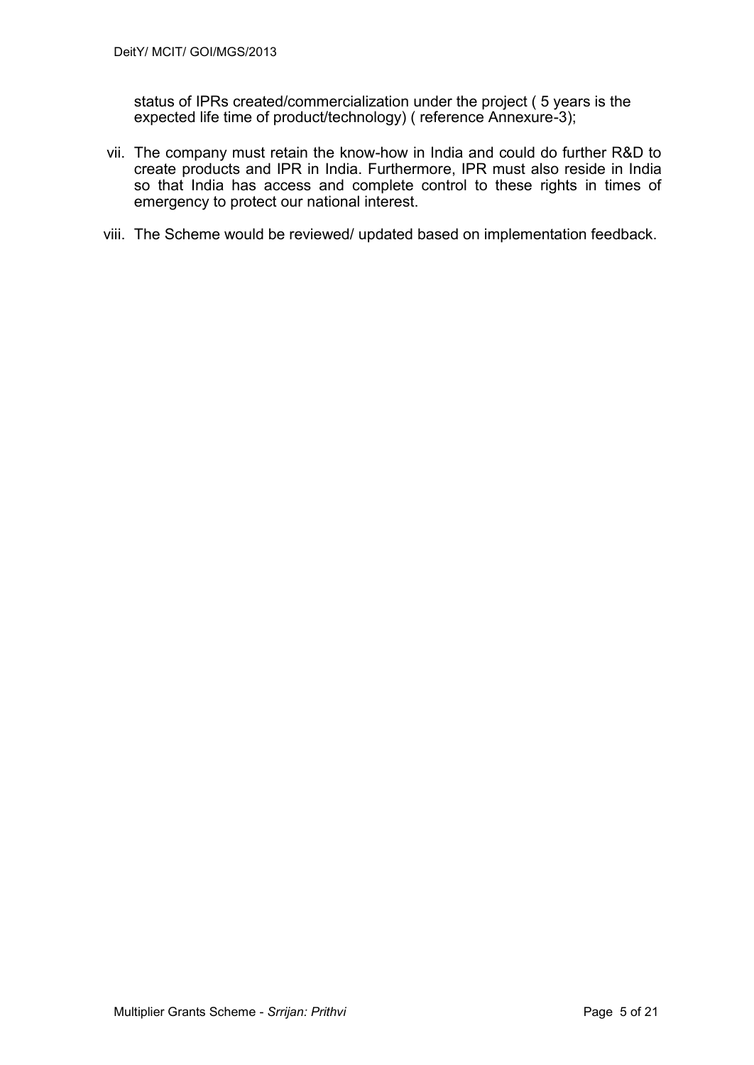status of IPRs created/commercialization under the project ( 5 years is the expected life time of product/technology) ( reference Annexure-3);

vii. The company must retain the know-how in India and could do further R&D to create products and IPR in India. Furthermore, IPR must also reside in India so that India has access and complete control to these rights in times of emergency to protect our national interest.

viii. The Scheme would be reviewed/ updated based on implementation feedback.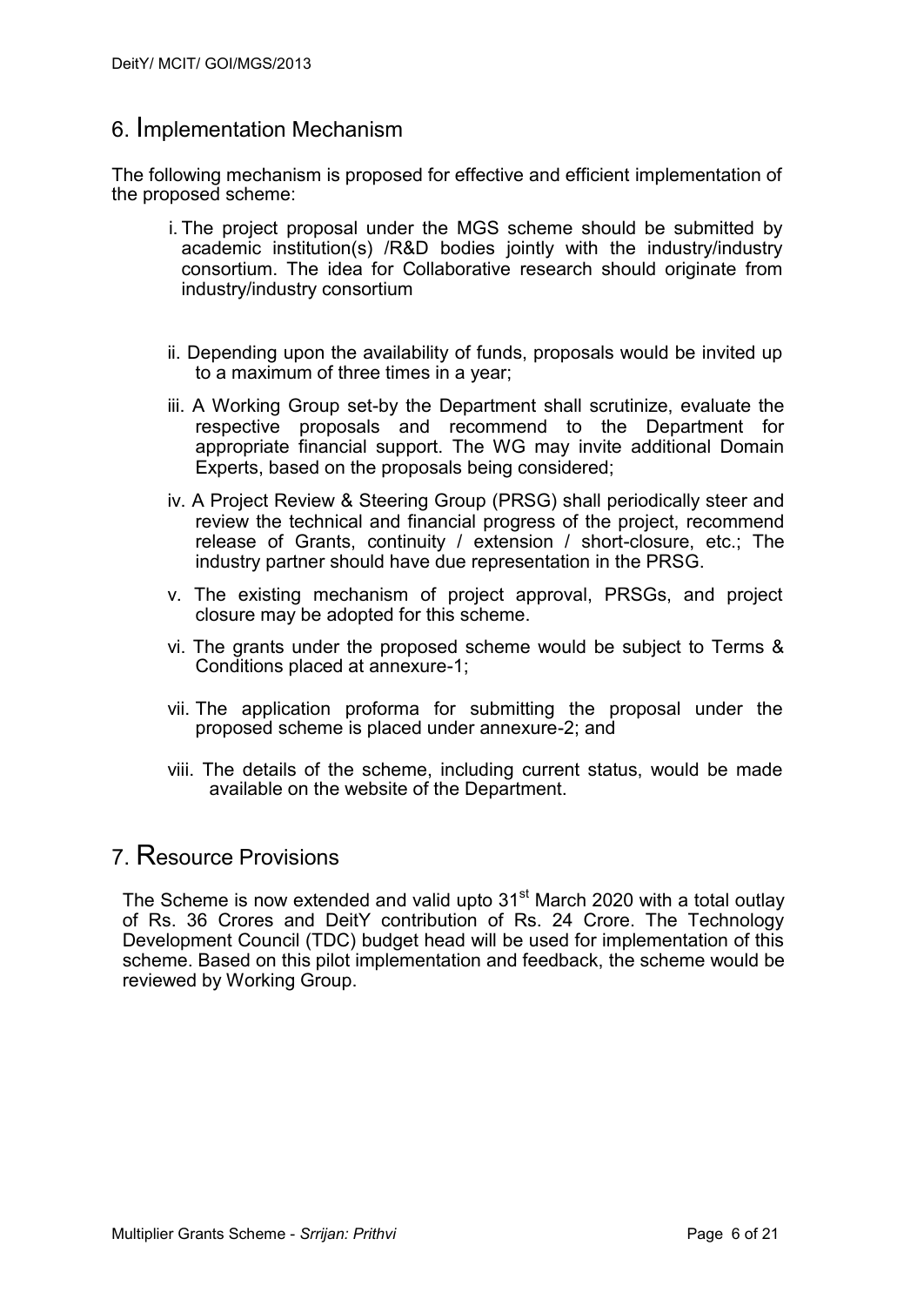## 6. Implementation Mechanism

The following mechanism is proposed for effective and efficient implementation of the proposed scheme:

i. The project proposal under the MGS scheme should be submitted by academic institution(s) /R&D bodies jointly with the industry/industry consortium. The idea for Collaborative research should originate from industry/industry consortium

ii. Depending upon the availability of funds, proposals would be invited up to a maximum of three times in a year;

iii. A Working Group set-by the Department shall scrutinize, evaluate the respective proposals and recommend to the Department for appropriate financial support. The WG may invite additional Domain Experts, based on the proposals being considered;

iv. A Project Review & Steering Group (PRSG) shall periodically steer and review the technical and financial progress of the project, recommend release of Grants, continuity / extension / short-closure, etc.; The industry partner should have due representation in the PRSG.

v. The existing mechanism of project approval, PRSGs, and project closure may be adopted for this scheme.

vi. The grants under the proposed scheme would be subject to Terms & Conditions placed at annexure-1;

vii. The application proforma for submitting the proposal under the proposed scheme is placed under annexure-2; and

viii. The details of the scheme, including current status, would be made available on the website of the Department.

## 7. Resource Provisions

The Scheme is now extended and valid upto 31st March 2020 with a total outlay of Rs. 36 Crores and DeitY contribution of Rs. 24 Crore. The Technology Development Council (TDC) budget head will be used for implementation of this scheme. Based on this pilot implementation and feedback, the scheme would be reviewed by Working Group.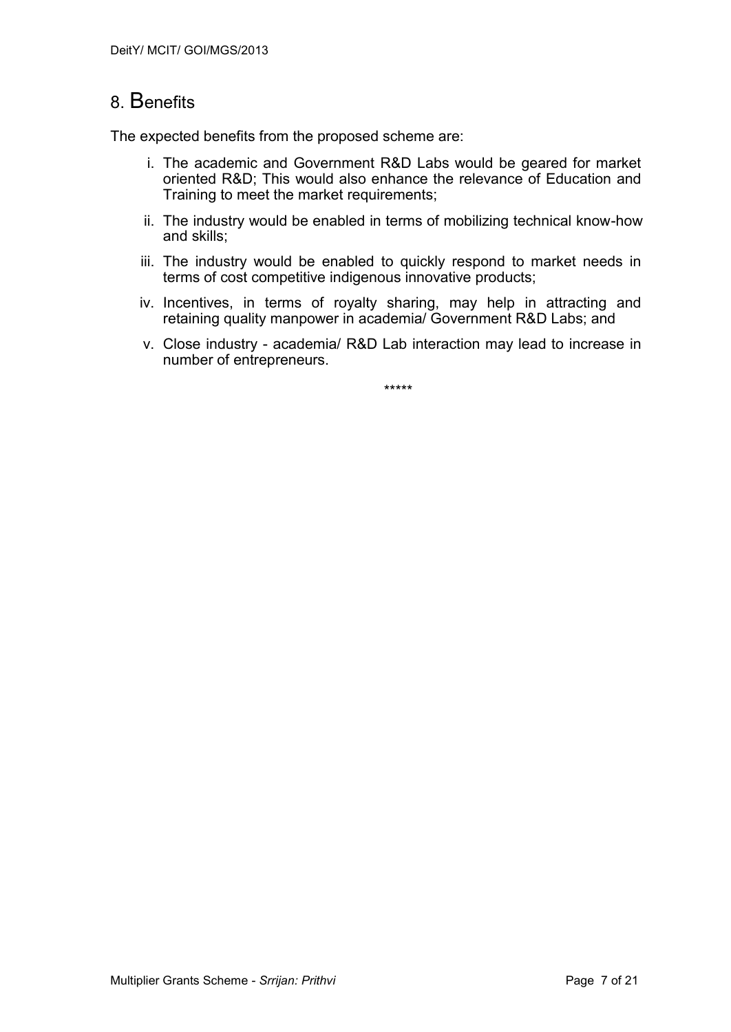## 8. Benefits

The expected benefits from the proposed scheme are:

i. The academic and Government R&D Labs would be geared for market oriented R&D; This would also enhance the relevance of Education and Training to meet the market requirements;

ii. The industry would be enabled in terms of mobilizing technical know-how and skills;

iii. The industry would be enabled to quickly respond to market needs in terms of cost competitive indigenous innovative products;

iv. Incentives, in terms of royalty sharing, may help in attracting and retaining quality manpower in academia/ Government R&D Labs; and

v. Close industry - academia/ R&D Lab interaction may lead to increase in number of entrepreneurs.

*****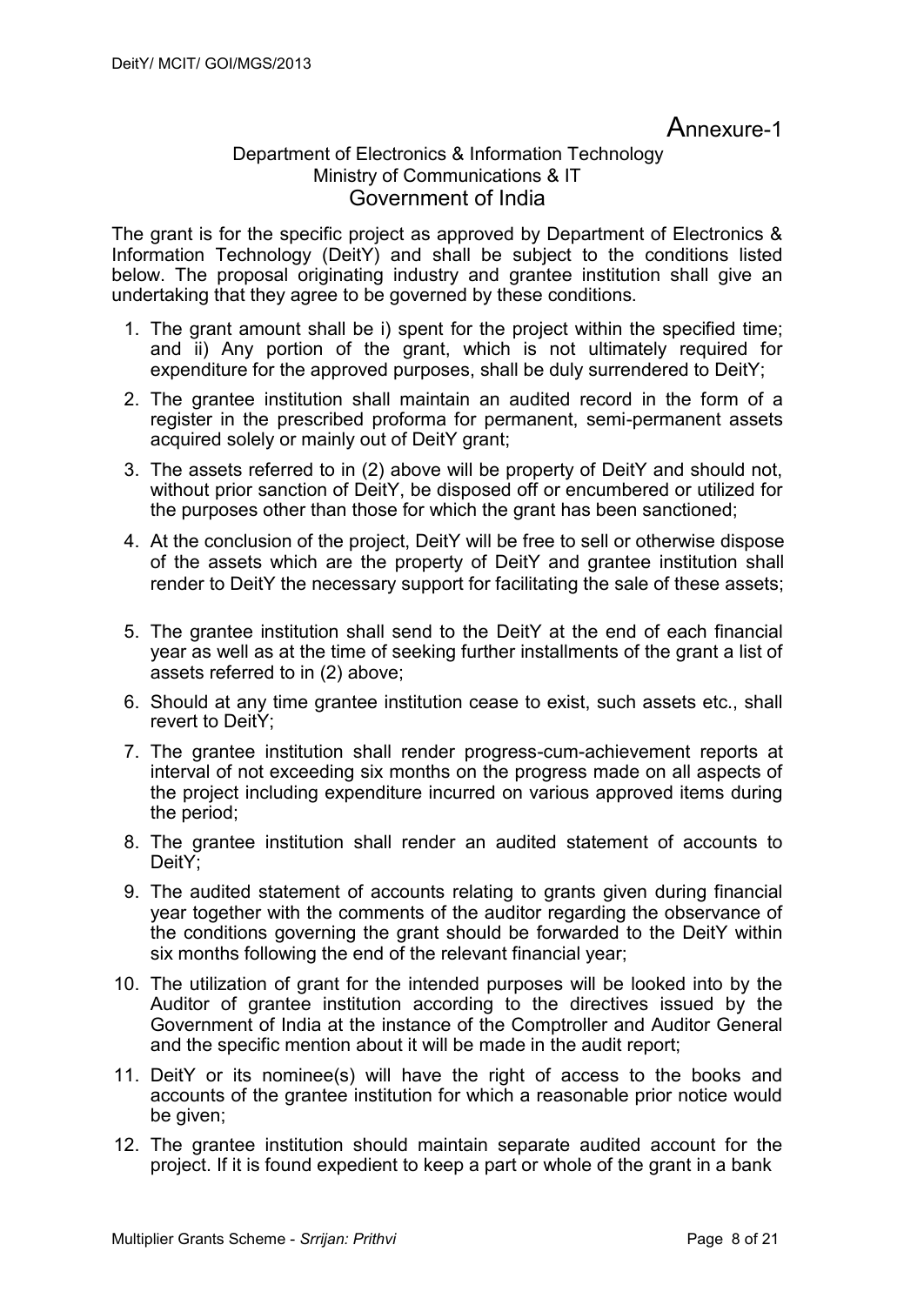# Annexure-1

Department of Electronics & Information Technology
Ministry of Communications & IT
Government of India

The grant is for the specific project as approved by Department of Electronics & Information Technology (DeitY) and shall be subject to the conditions listed below. The proposal originating industry and grantee institution shall give an undertaking that they agree to be governed by these conditions.

1. The grant amount shall be i) spent for the project within the specified time; and ii) Any portion of the grant, which is not ultimately required for expenditure for the approved purposes, shall be duly surrendered to DeitY;
2. The grantee institution shall maintain an audited record in the form of a register in the prescribed proforma for permanent, semi-permanent assets acquired solely or mainly out of DeitY grant;
3. The assets referred to in (2) above will be property of DeitY and should not, without prior sanction of DeitY, be disposed off or encumbered or utilized for the purposes other than those for which the grant has been sanctioned;
4. At the conclusion of the project, DeitY will be free to sell or otherwise dispose of the assets which are the property of DeitY and grantee institution shall render to DeitY the necessary support for facilitating the sale of these assets;
5. The grantee institution shall send to the DeitY at the end of each financial year as well as at the time of seeking further installments of the grant a list of assets referred to in (2) above;
6. Should at any time grantee institution cease to exist, such assets etc., shall revert to DeitY;
7. The grantee institution shall render progress-cum-achievement reports at interval of not exceeding six months on the progress made on all aspects of the project including expenditure incurred on various approved items during the period;
8. The grantee institution shall render an audited statement of accounts to DeitY;
9. The audited statement of accounts relating to grants given during financial year together with the comments of the auditor regarding the observance of the conditions governing the grant should be forwarded to the DeitY within six months following the end of the relevant financial year;
10. The utilization of grant for the intended purposes will be looked into by the Auditor of grantee institution according to the directives issued by the Government of India at the instance of the Comptroller and Auditor General and the specific mention about it will be made in the audit report;
11. DeitY or its nominee(s) will have the right of access to the books and accounts of the grantee institution for which a reasonable prior notice would be given;
12. The grantee institution should maintain separate audited account for the project. If it is found expedient to keep a part or whole of the grant in a bank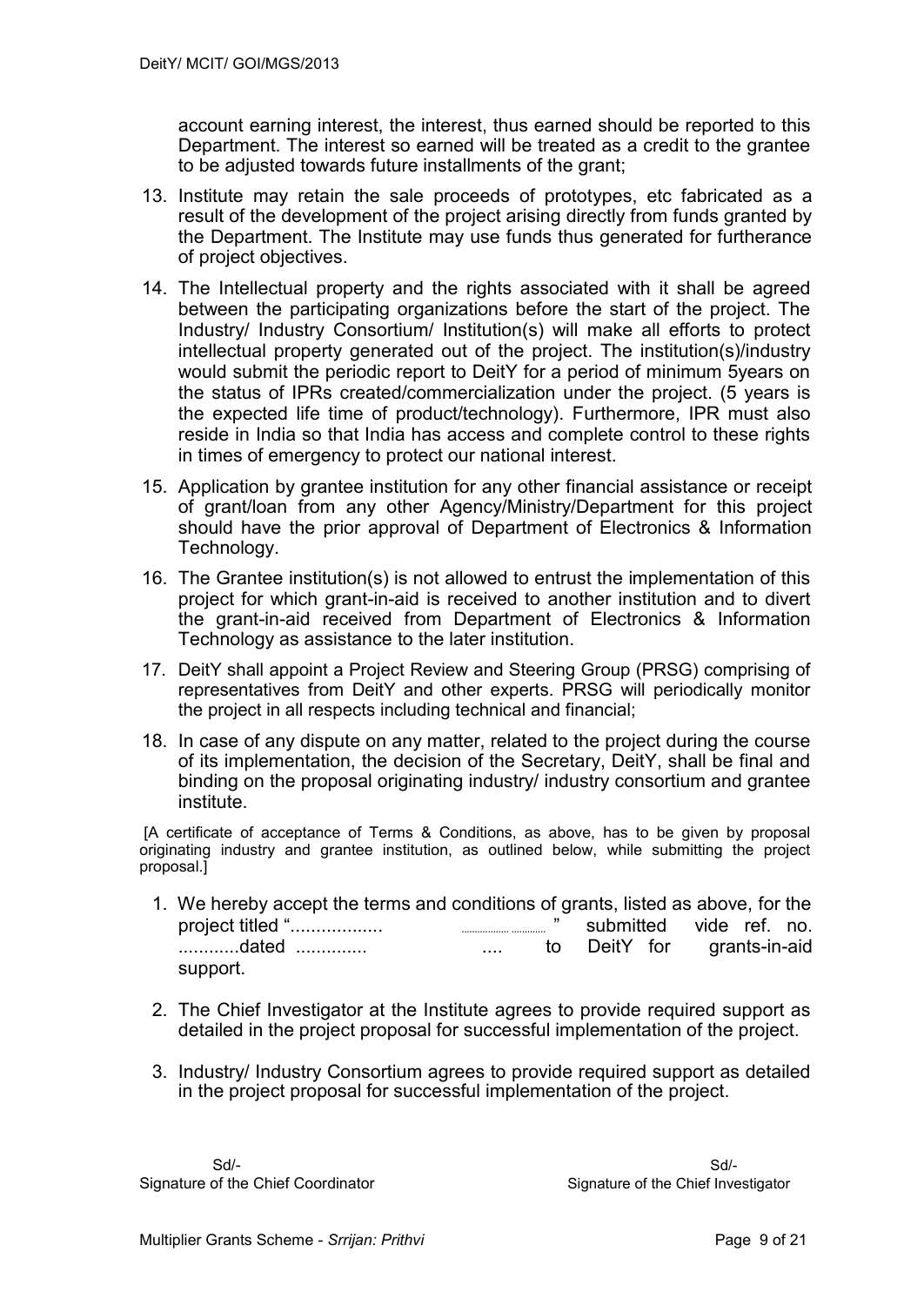account earning interest, the interest, thus earned should be reported to this Department. The interest so earned will be treated as a credit to the grantee to be adjusted towards future installments of the grant;

13. Institute may retain the sale proceeds of prototypes, etc fabricated as a result of the development of the project arising directly from funds granted by the Department. The Institute may use funds thus generated for furtherance of project objectives.
14. The Intellectual property and the rights associated with it shall be agreed between the participating organizations before the start of the project. The Industry/ Industry Consortium/ Institution(s) will make all efforts to protect intellectual property generated out of the project. The institution(s)/industry would submit the periodic report to DeitY for a period of minimum 5years on the status of IPRs created/commercialization under the project. (5 years is the expected life time of product/technology). Furthermore, IPR must also reside in India so that India has access and complete control to these rights in times of emergency to protect our national interest.
15. Application by grantee institution for any other financial assistance or receipt of grant/loan from any other Agency/Ministry/Department for this project should have the prior approval of Department of Electronics & Information Technology.
16. The Grantee institution(s) is not allowed to entrust the implementation of this project for which grant-in-aid is received to another institution and to divert the grant-in-aid received from Department of Electronics & Information Technology as assistance to the later institution.
17. DeitY shall appoint a Project Review and Steering Group (PRSG) comprising of representatives from DeitY and other experts. PRSG will periodically monitor the project in all respects including technical and financial;
18. In case of any dispute on any matter, related to the project during the course of its implementation, the decision of the Secretary, DeitY, shall be final and binding on the proposal originating industry/ industry consortium and grantee institute.

[A certificate of acceptance of Terms & Conditions, as above, has to be given by proposal originating industry and grantee institution, as outlined below, while submitting the project proposal.]

1. We hereby accept the terms and conditions of grants, listed as above, for the project titled ".................. ................ ............ " submitted vide ref. no. ............dated .............. .... to DeitY for grants-in-aid support.

2. The Chief Investigator at the Institute agrees to provide required support as detailed in the project proposal for successful implementation of the project.

3. Industry/ Industry Consortium agrees to provide required support as detailed in the project proposal for successful implementation of the project.

Sd/-
Signature of the Chief Coordinator

Sd/-
Signature of the Chief Investigator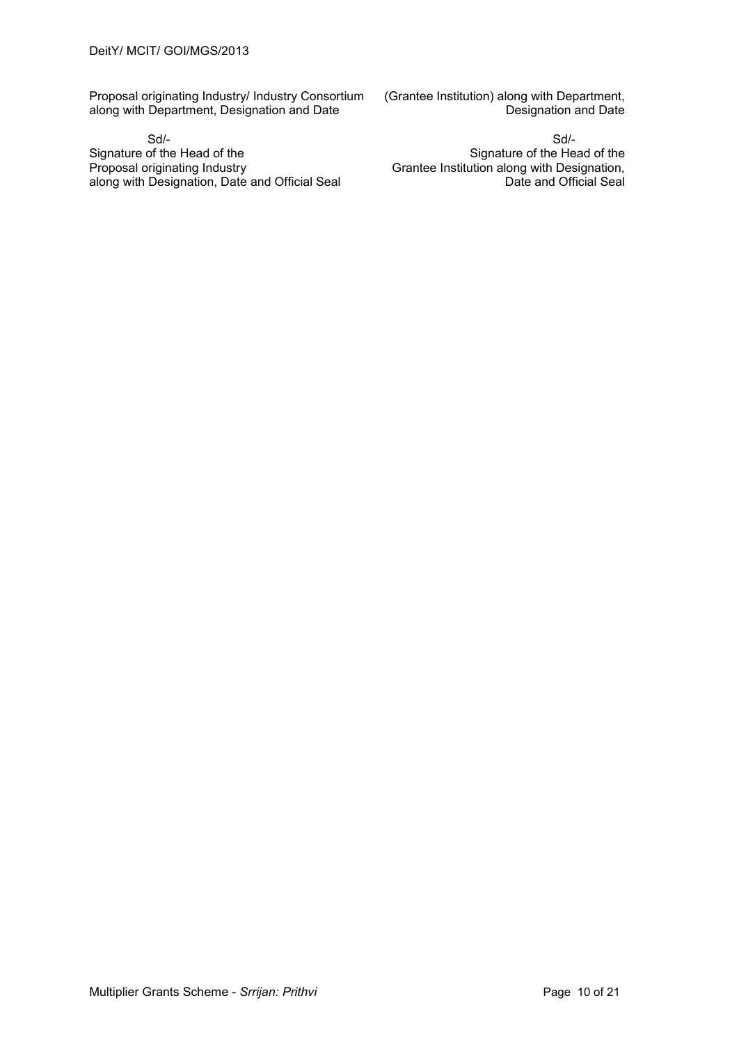Proposal originating Industry/ Industry Consortium along with Department, Designation and Date

(Grantee Institution) along with Department, Designation and Date

Sd/-
Signature of the Head of the
Proposal originating Industry
along with Designation, Date and Official Seal

Sd/-
Signature of the Head of the
Grantee Institution along with Designation,
Date and Official Seal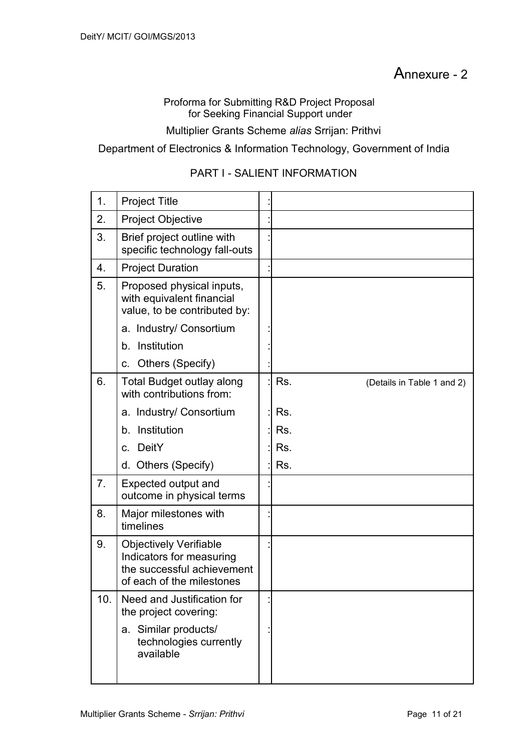# Annexure - 2

Proforma for Submitting R&D Project Proposal
for Seeking Financial Support under

Multiplier Grants Scheme *alias* Srrijan: Prithvi

Department of Electronics & Information Technology, Government of India

## PART I - SALIENT INFORMATION

| | | | |
|---|---|---|---|
| 1. | Project Title | : | |
| 2. | Project Objective | : | |
| 3. | Brief project outline with specific technology fall-outs | : | |
| 4. | Project Duration | : | |
| 5. | Proposed physical inputs, with equivalent financial value, to be contributed by: | | |
| | a. Industry/ Consortium | : | |
| | b. Institution | : | |
| | c. Others (Specify) | : | |
| 6. | Total Budget outlay along with contributions from: | : | Rs. (Details in Table 1 and 2) |
| | a. Industry/ Consortium | : | Rs. |
| | b. Institution | : | Rs. |
| | c. DeitY | : | Rs. |
| | d. Others (Specify) | : | Rs. |
| 7. | Expected output and outcome in physical terms | : | |
| 8. | Major milestones with timelines | : | |
| 9. | Objectively Verifiable Indicators for measuring the successful achievement of each of the milestones | : | |
| 10. | Need and Justification for the project covering: | : | |
| | a. Similar products/ technologies currently available | : | |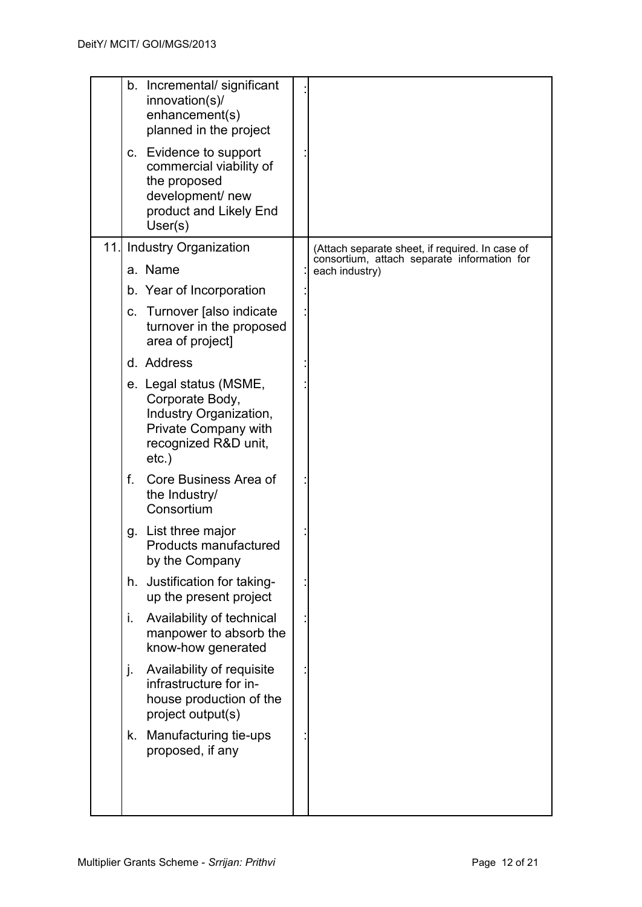| | | | |
|---|---|---|---|
| | b. Incremental/ significant innovation(s)/ enhancement(s) planned in the project | : | |
| | c. Evidence to support commercial viability of the proposed development/ new product and Likely End User(s) | : | |
| 11. | Industry Organization | | (Attach separate sheet, if required. In case of consortium, attach separate information for each industry) |
| | a. Name | : | |
| | b. Year of Incorporation | : | |
| | c. Turnover [also indicate turnover in the proposed area of project] | : | |
| | d. Address | : | |
| | e. Legal status (MSME, Corporate Body, Industry Organization, Private Company with recognized R&D unit, etc.) | : | |
| | f. Core Business Area of the Industry/ Consortium | : | |
| | g. List three major Products manufactured by the Company | : | |
| | h. Justification for taking-up the present project | : | |
| | i. Availability of technical manpower to absorb the know-how generated | : | |
| | j. Availability of requisite infrastructure for in-house production of the project output(s) | : | |
| | k. Manufacturing tie-ups proposed, if any | : | |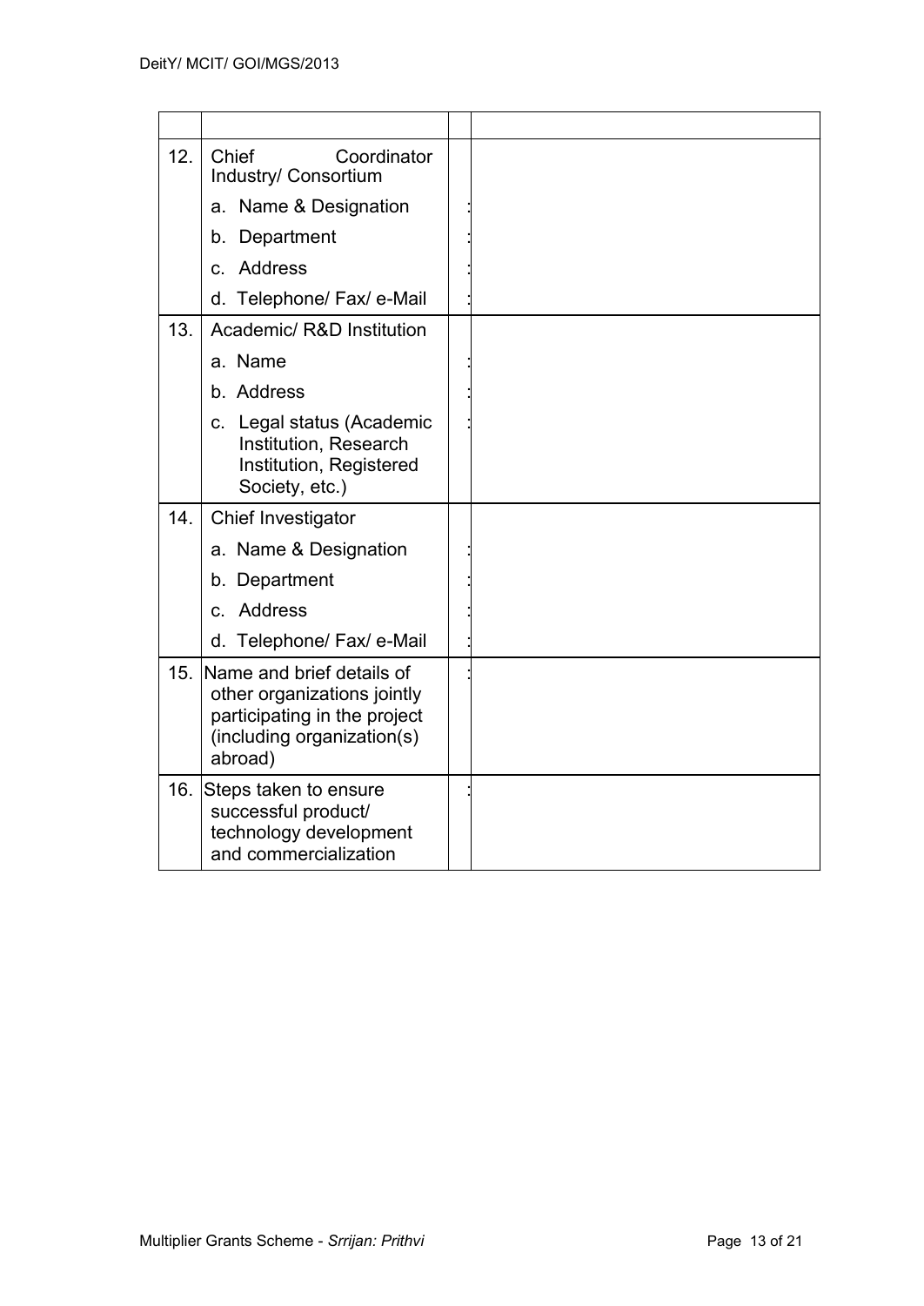| | | | |
|---|---|---|---|
| 12. | Chief Coordinator Industry/ Consortium | | |
| | a. Name & Designation | : | |
| | b. Department | : | |
| | c. Address | : | |
| | d. Telephone/ Fax/ e-Mail | : | |
| 13. | Academic/ R&D Institution | | |
| | a. Name | : | |
| | b. Address | : | |
| | c. Legal status (Academic Institution, Research Institution, Registered Society, etc.) | : | |
| 14. | Chief Investigator | | |
| | a. Name & Designation | : | |
| | b. Department | : | |
| | c. Address | : | |
| | d. Telephone/ Fax/ e-Mail | : | |
| 15. | Name and brief details of other organizations jointly participating in the project (including organization(s) abroad) | : | |
| 16. | Steps taken to ensure successful product/ technology development and commercialization | : | |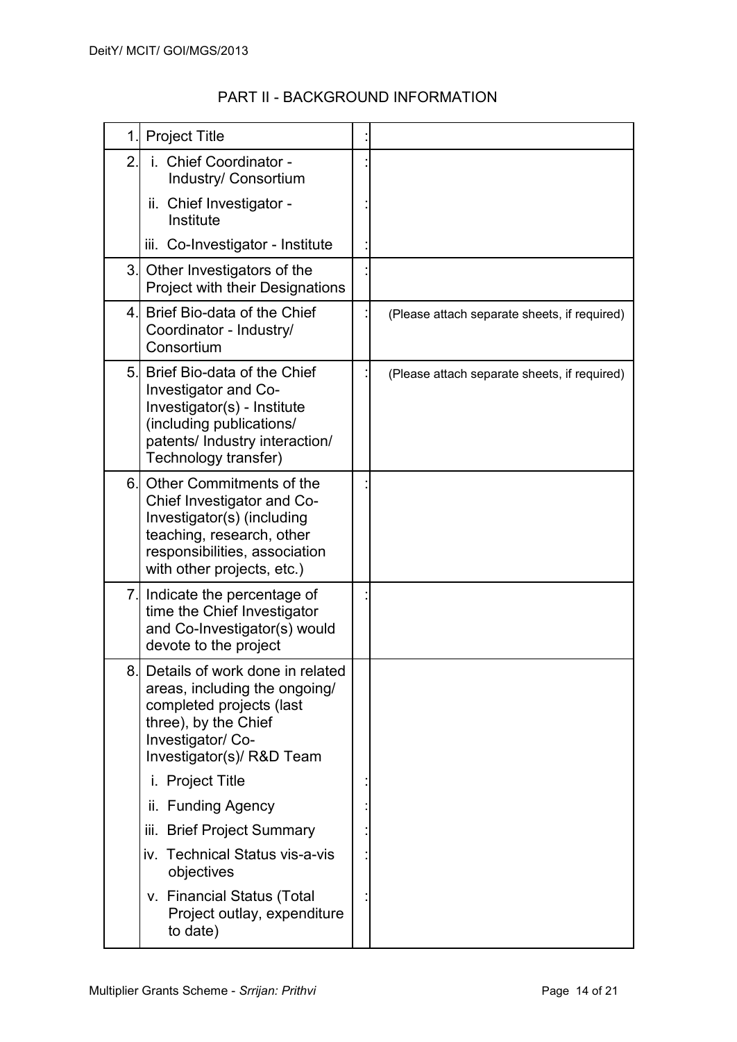## PART II - BACKGROUND INFORMATION

| | | | |
|---|---|---|---|
| 1. | Project Title | : | |
| 2. | i. Chief Coordinator - Industry/ Consortium | : | |
| | ii. Chief Investigator - Institute | : | |
| | iii. Co-Investigator - Institute | : | |
| 3. | Other Investigators of the Project with their Designations | : | |
| 4. | Brief Bio-data of the Chief Coordinator - Industry/ Consortium | : | (Please attach separate sheets, if required) |
| 5. | Brief Bio-data of the Chief Investigator and Co-Investigator(s) - Institute (including publications/ patents/ Industry interaction/ Technology transfer) | : | (Please attach separate sheets, if required) |
| 6. | Other Commitments of the Chief Investigator and Co-Investigator(s) (including teaching, research, other responsibilities, association with other projects, etc.) | : | |
| 7. | Indicate the percentage of time the Chief Investigator and Co-Investigator(s) would devote to the project | : | |
| 8. | Details of work done in related areas, including the ongoing/ completed projects (last three), by the Chief Investigator/ Co-Investigator(s)/ R&D Team | | |
| | i. Project Title | : | |
| | ii. Funding Agency | : | |
| | iii. Brief Project Summary | : | |
| | iv. Technical Status vis-a-vis objectives | : | |
| | v. Financial Status (Total Project outlay, expenditure to date) | : | |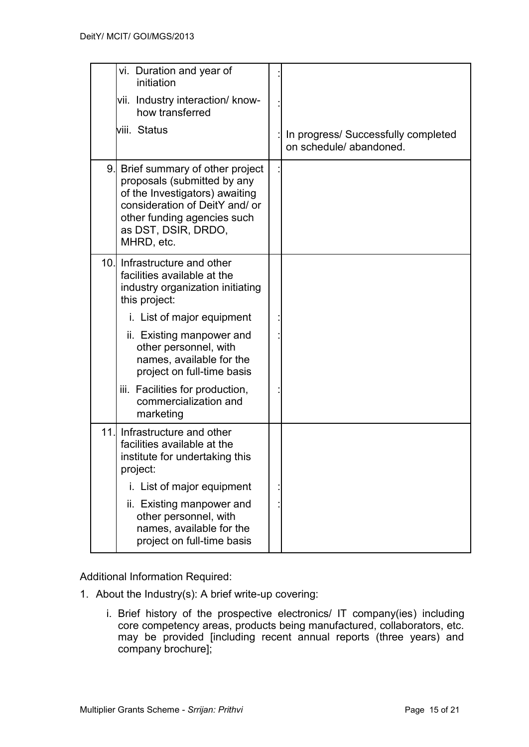| | | | |
|---|---|---|---|
| | vi. Duration and year of initiation | : | |
| | vii. Industry interaction/ know-how transferred | : | |
| | viii. Status | : | In progress/ Successfully completed on schedule/ abandoned. |
| 9. | Brief summary of other project proposals (submitted by any of the Investigators) awaiting consideration of DeitY and/ or other funding agencies such as DST, DSIR, DRDO, MHRD, etc. | : | |
| 10. | Infrastructure and other facilities available at the industry organization initiating this project: | | |
| | i. List of major equipment | : | |
| | ii. Existing manpower and other personnel, with names, available for the project on full-time basis | : | |
| | iii. Facilities for production, commercialization and marketing | : | |
| 11. | Infrastructure and other facilities available at the institute for undertaking this project: | | |
| | i. List of major equipment | : | |
| | ii. Existing manpower and other personnel, with names, available for the project on full-time basis | : | |

Additional Information Required:

1. About the Industry(s): A brief write-up covering:

   i. Brief history of the prospective electronics/ IT company(ies) including core competency areas, products being manufactured, collaborators, etc. may be provided [including recent annual reports (three years) and company brochure];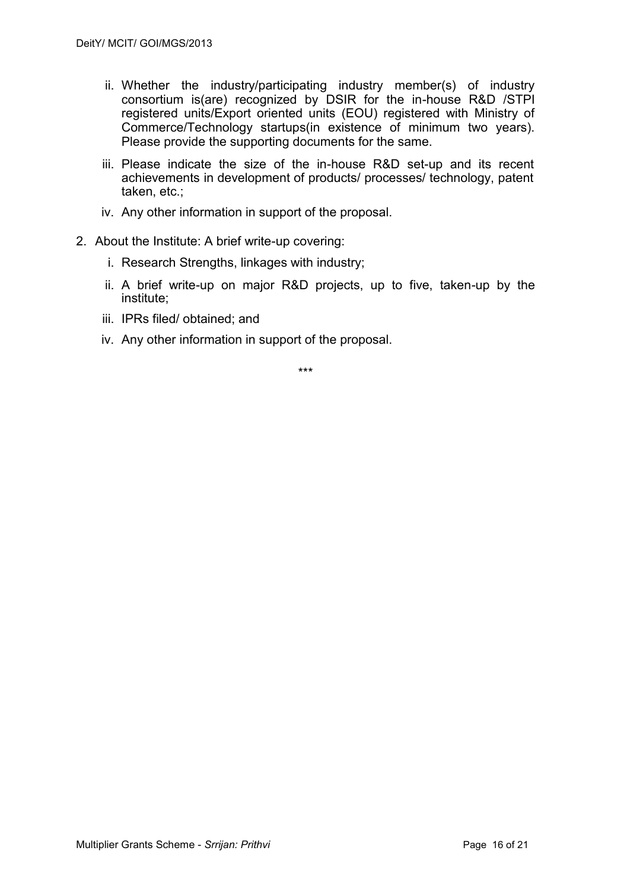ii. Whether the industry/participating industry member(s) of industry consortium is(are) recognized by DSIR for the in-house R&D /STPI registered units/Export oriented units (EOU) registered with Ministry of Commerce/Technology startups(in existence of minimum two years). Please provide the supporting documents for the same.

iii. Please indicate the size of the in-house R&D set-up and its recent achievements in development of products/ processes/ technology, patent taken, etc.;

iv. Any other information in support of the proposal.

2. About the Institute: A brief write-up covering:

   i. Research Strengths, linkages with industry;

   ii. A brief write-up on major R&D projects, up to five, taken-up by the institute;

   iii. IPRs filed/ obtained; and

   iv. Any other information in support of the proposal.

\*\*\*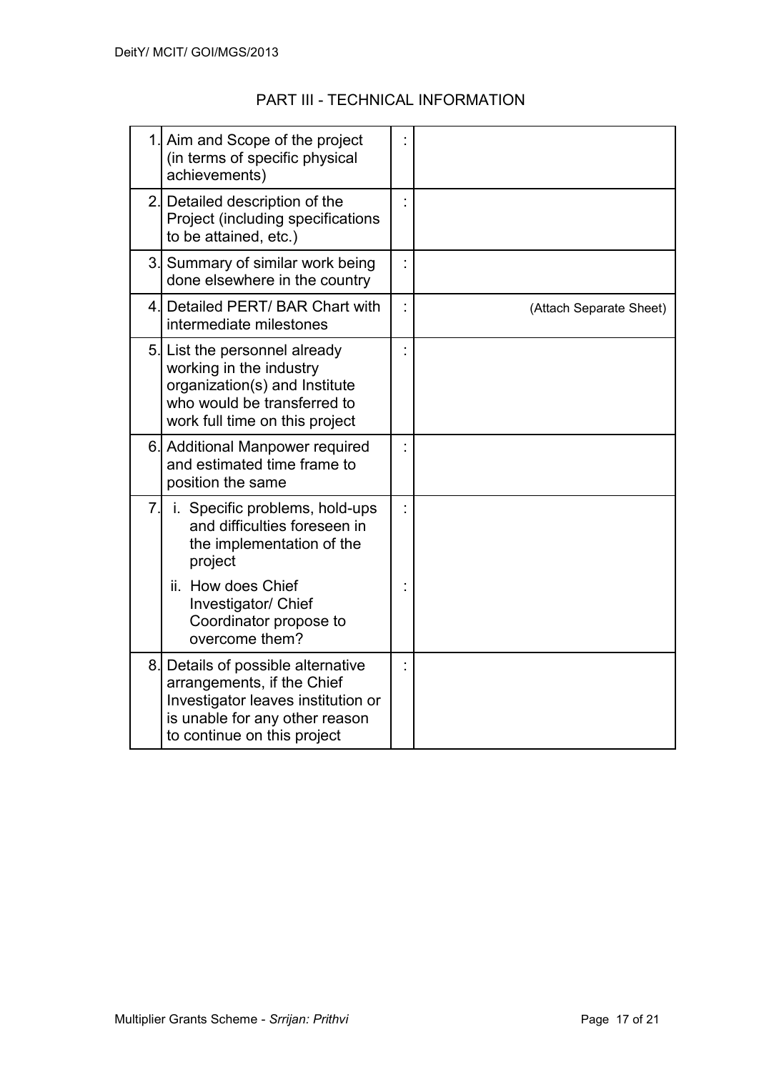## PART III - TECHNICAL INFORMATION

| | | | |
|---|---|---|---|
| 1. | Aim and Scope of the project (in terms of specific physical achievements) | : | |
| 2. | Detailed description of the Project (including specifications to be attained, etc.) | : | |
| 3. | Summary of similar work being done elsewhere in the country | : | |
| 4. | Detailed PERT/ BAR Chart with intermediate milestones | : | (Attach Separate Sheet) |
| 5. | List the personnel already working in the industry organization(s) and Institute who would be transferred to work full time on this project | : | |
| 6. | Additional Manpower required and estimated time frame to position the same | : | |
| 7. | i. Specific problems, hold-ups and difficulties foreseen in the implementation of the project | : | |
| | ii. How does Chief Investigator/ Chief Coordinator propose to overcome them? | : | |
| 8. | Details of possible alternative arrangements, if the Chief Investigator leaves institution or is unable for any other reason to continue on this project | : | |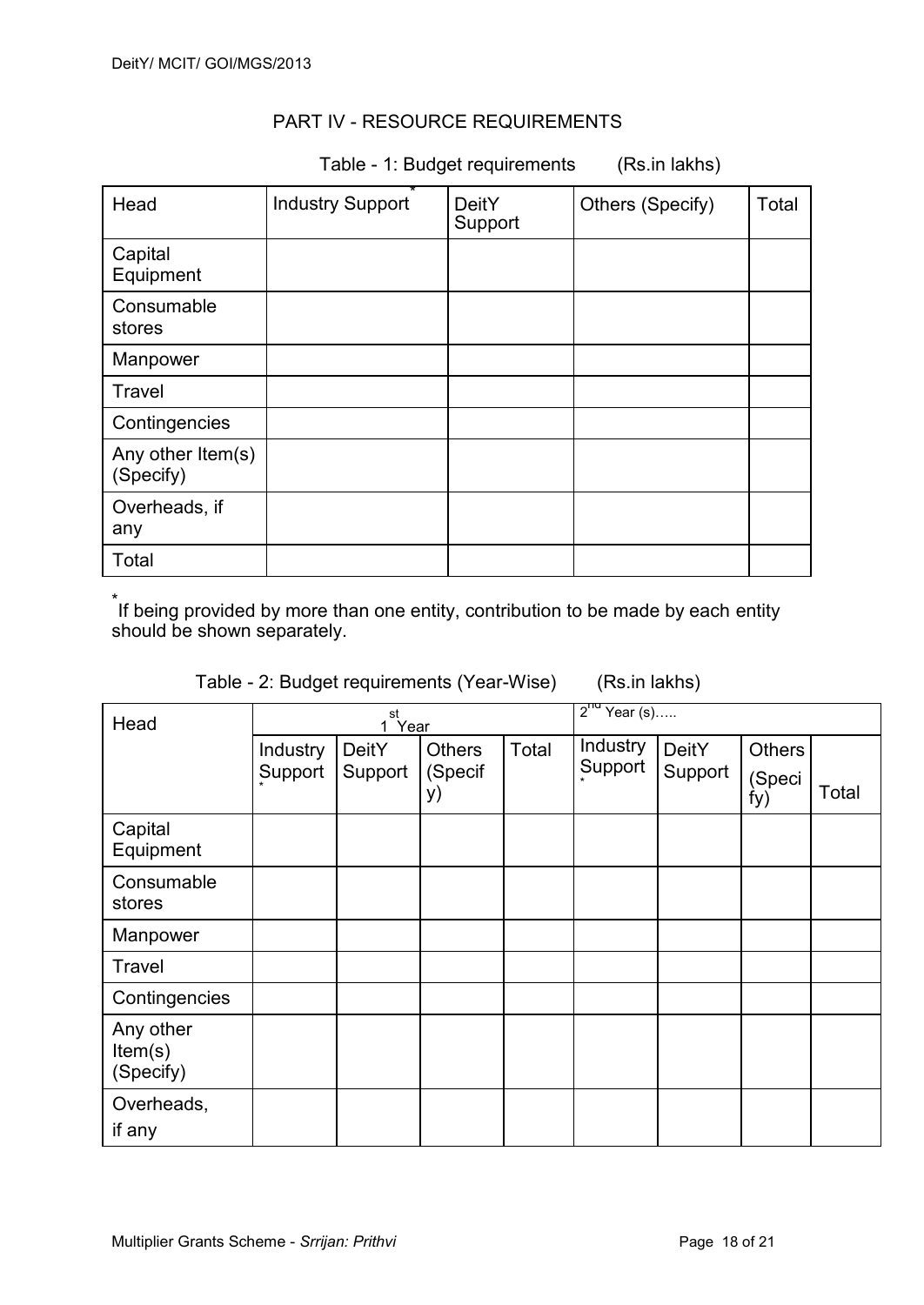## PART IV - RESOURCE REQUIREMENTS

Table - 1: Budget requirements (Rs.in lakhs)

| Head | Industry Support * | DeitY Support | Others (Specify) | Total |
|---|---|---|---|---|
| Capital Equipment | | | | |
| Consumable stores | | | | |
| Manpower | | | | |
| Travel | | | | |
| Contingencies | | | | |
| Any other Item(s) (Specify) | | | | |
| Overheads, if any | | | | |
| Total | | | | |

* If being provided by more than one entity, contribution to be made by each entity should be shown separately.

Table - 2: Budget requirements (Year-Wise) (Rs.in lakhs)

| Head | 1st Year | | | | 2nd Year (s)….. | | | |
|---|---|---|---|---|---|---|---|---|
| | Industry Support * | DeitY Support | Others (Specify) | Total | Industry Support * | DeitY Support | Others (Specify) | Total |
| Capital Equipment | | | | | | | | |
| Consumable stores | | | | | | | | |
| Manpower | | | | | | | | |
| Travel | | | | | | | | |
| Contingencies | | | | | | | | |
| Any other Item(s) (Specify) | | | | | | | | |
| Overheads, if any | | | | | | | | |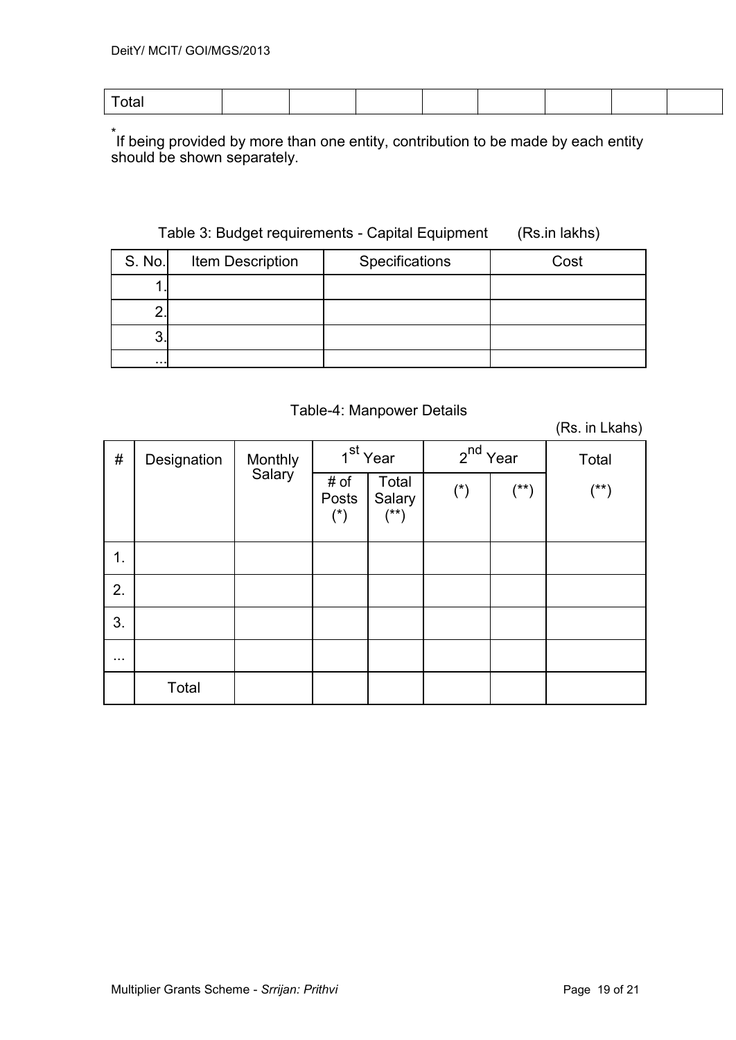| Total | | | | | | | | |
|---|---|---|---|---|---|---|---|---|

\* If being provided by more than one entity, contribution to be made by each entity should be shown separately.

Table 3: Budget requirements - Capital Equipment (Rs.in lakhs)

| S. No. | Item Description | Specifications | Cost |
|---|---|---|---|
| 1. | | | |
| 2. | | | |
| 3. | | | |
| ... | | | |

Table-4: Manpower Details

(Rs. in Lkahs)

| # | Designation | Monthly Salary | 1st Year | | 2nd Year | | Total |
|---|---|---|---|---|---|---|---|
| | | | # of Posts (*) | Total Salary (**) | (*) | (**) | (**) |
| 1. | | | | | | | |
| 2. | | | | | | | |
| 3. | | | | | | | |
| ... | | | | | | | |
| | Total | | | | | | |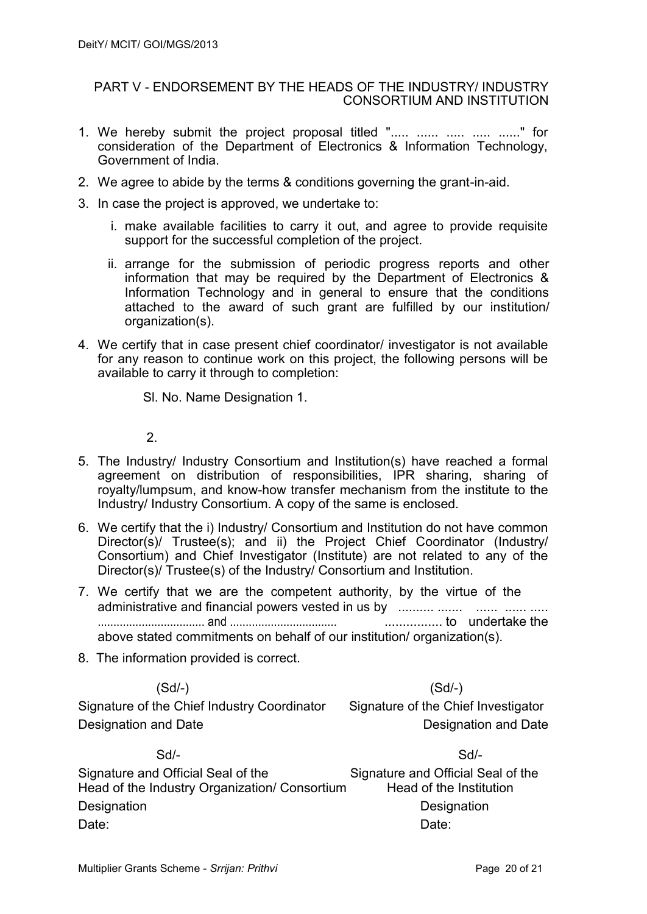## PART V - ENDORSEMENT BY THE HEADS OF THE INDUSTRY/ INDUSTRY CONSORTIUM AND INSTITUTION

1. We hereby submit the project proposal titled "..... ...... ..... ..... ......" for consideration of the Department of Electronics & Information Technology, Government of India.
2. We agree to abide by the terms & conditions governing the grant-in-aid.
3. In case the project is approved, we undertake to:
   i. make available facilities to carry it out, and agree to provide requisite support for the successful completion of the project.
   ii. arrange for the submission of periodic progress reports and other information that may be required by the Department of Electronics & Information Technology and in general to ensure that the conditions attached to the award of such grant are fulfilled by our institution/ organization(s).
4. We certify that in case present chief coordinator/ investigator is not available for any reason to continue work on this project, the following persons will be available to carry it through to completion:

   Sl. No. Name Designation 1.

   2.

5. The Industry/ Industry Consortium and Institution(s) have reached a formal agreement on distribution of responsibilities, IPR sharing, sharing of royalty/lumpsum, and know-how transfer mechanism from the institute to the Industry/ Industry Consortium. A copy of the same is enclosed.
6. We certify that the i) Industry/ Consortium and Institution do not have common Director(s)/ Trustee(s); and ii) the Project Chief Coordinator (Industry/ Consortium) and Chief Investigator (Institute) are not related to any of the Director(s)/ Trustee(s) of the Industry/ Consortium and Institution.
7. We certify that we are the competent authority, by the virtue of the administrative and financial powers vested in us by .......... ....... ...... ...... ..... ................................. and ................................. ............... to undertake the above stated commitments on behalf of our institution/ organization(s).
8. The information provided is correct.

| | |
|---|---|
| (Sd/-) | (Sd/-) |
| Signature of the Chief Industry Coordinator | Signature of the Chief Investigator |
| Designation and Date | Designation and Date |
| Sd/- | Sd/- |
| Signature and Official Seal of the Head of the Industry Organization/ Consortium | Signature and Official Seal of the Head of the Institution |
| Designation | Designation |
| Date: | Date: |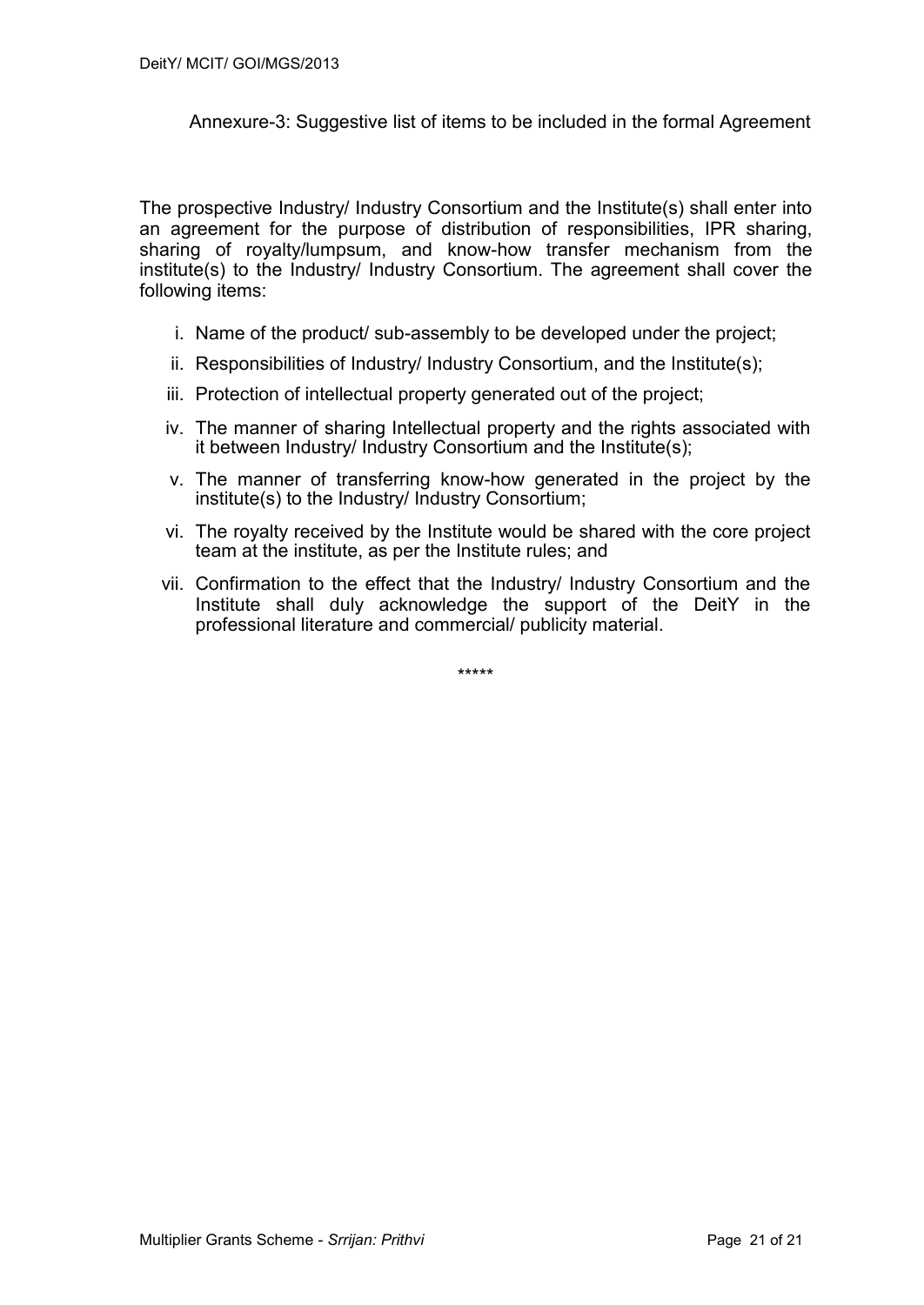## Annexure-3: Suggestive list of items to be included in the formal Agreement

The prospective Industry/ Industry Consortium and the Institute(s) shall enter into an agreement for the purpose of distribution of responsibilities, IPR sharing, sharing of royalty/lumpsum, and know-how transfer mechanism from the institute(s) to the Industry/ Industry Consortium. The agreement shall cover the following items:

i. Name of the product/ sub-assembly to be developed under the project;

ii. Responsibilities of Industry/ Industry Consortium, and the Institute(s);

iii. Protection of intellectual property generated out of the project;

iv. The manner of sharing Intellectual property and the rights associated with it between Industry/ Industry Consortium and the Institute(s);

v. The manner of transferring know-how generated in the project by the institute(s) to the Industry/ Industry Consortium;

vi. The royalty received by the Institute would be shared with the core project team at the institute, as per the Institute rules; and

vii. Confirmation to the effect that the Industry/ Industry Consortium and the Institute shall duly acknowledge the support of the DeitY in the professional literature and commercial/ publicity material.

*****